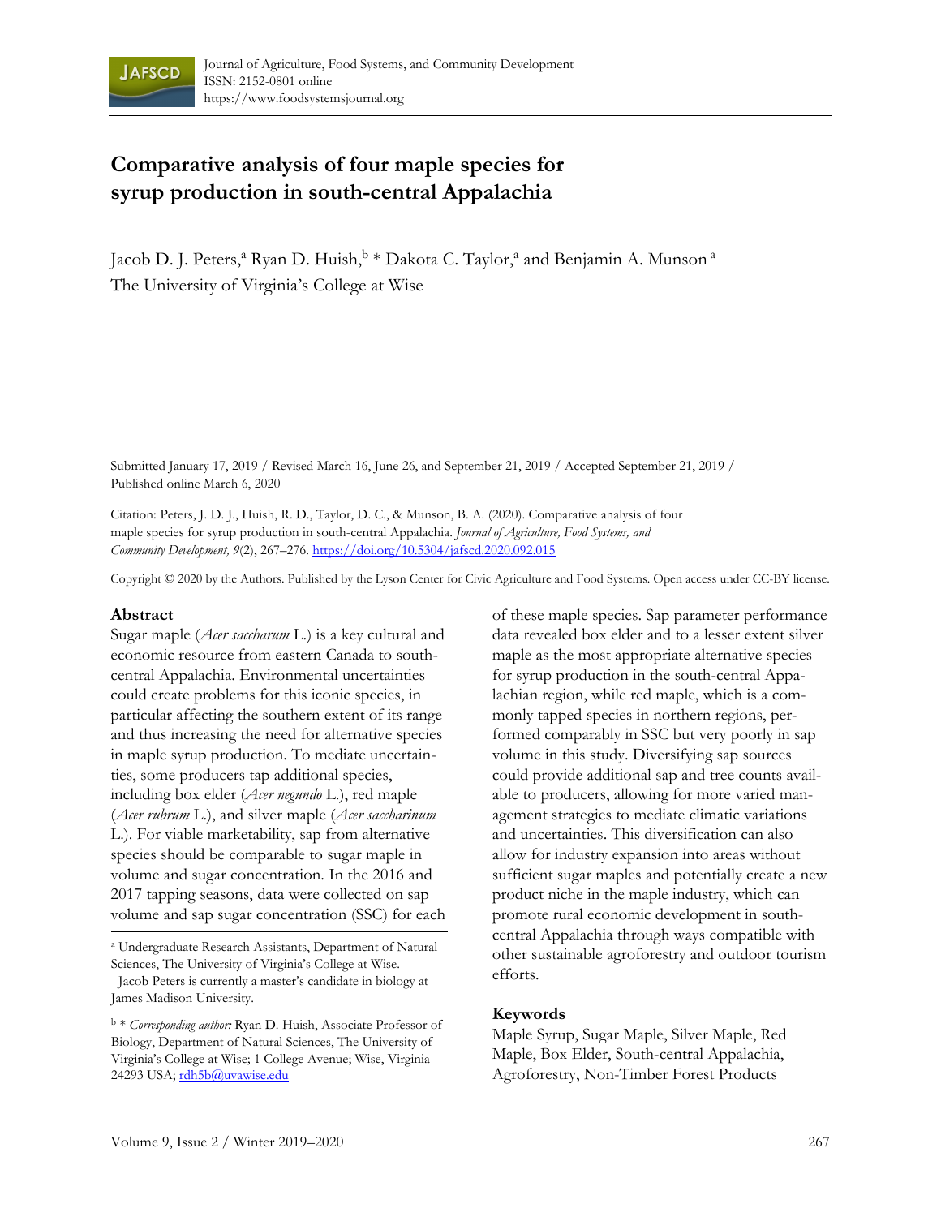Journal of Agriculture, Food Systems, and Community Development
ISSN: 2152-0801 online
https://www.foodsystemsjournal.org

# Comparative analysis of four maple species for syrup production in south-central Appalachia

Jacob D. J. Peters,[a] Ryan D. Huish,[b] * Dakota C. Taylor,[a] and Benjamin A. Munson [a]
The University of Virginia's College at Wise

Submitted January 17, 2019 / Revised March 16, June 26, and September 21, 2019 / Accepted September 21, 2019 / Published online March 6, 2020

Citation: Peters, J. D. J., Huish, R. D., Taylor, D. C., & Munson, B. A. (2020). Comparative analysis of four maple species for syrup production in south-central Appalachia. *Journal of Agriculture, Food Systems, and Community Development, 9*(2), 267–276. https://doi.org/10.5304/jafscd.2020.092.015

Copyright © 2020 by the Authors. Published by the Lyson Center for Civic Agriculture and Food Systems. Open access under CC-BY license.

## Abstract

Sugar maple (*Acer saccharum* L.) is a key cultural and economic resource from eastern Canada to south-central Appalachia. Environmental uncertainties could create problems for this iconic species, in particular affecting the southern extent of its range and thus increasing the need for alternative species in maple syrup production. To mediate uncertainties, some producers tap additional species, including box elder (*Acer negundo* L.), red maple (*Acer rubrum* L.), and silver maple (*Acer saccharinum* L.). For viable marketability, sap from alternative species should be comparable to sugar maple in volume and sugar concentration. In the 2016 and 2017 tapping seasons, data were collected on sap volume and sap sugar concentration (SSC) for each of these maple species. Sap parameter performance data revealed box elder and to a lesser extent silver maple as the most appropriate alternative species for syrup production in the south-central Appalachian region, while red maple, which is a commonly tapped species in northern regions, performed comparably in SSC but very poorly in sap volume in this study. Diversifying sap sources could provide additional sap and tree counts available to producers, allowing for more varied management strategies to mediate climatic variations and uncertainties. This diversification can also allow for industry expansion into areas without sufficient sugar maples and potentially create a new product niche in the maple industry, which can promote rural economic development in south-central Appalachia through ways compatible with other sustainable agroforestry and outdoor tourism efforts.

## Keywords

Maple Syrup, Sugar Maple, Silver Maple, Red Maple, Box Elder, South-central Appalachia, Agroforestry, Non-Timber Forest Products

---

[a] Undergraduate Research Assistants, Department of Natural Sciences, The University of Virginia's College at Wise.
Jacob Peters is currently a master's candidate in biology at James Madison University.

[b] * *Corresponding author:* Ryan D. Huish, Associate Professor of Biology, Department of Natural Sciences, The University of Virginia's College at Wise; 1 College Avenue; Wise, Virginia 24293 USA; rdh5b@uvawise.edu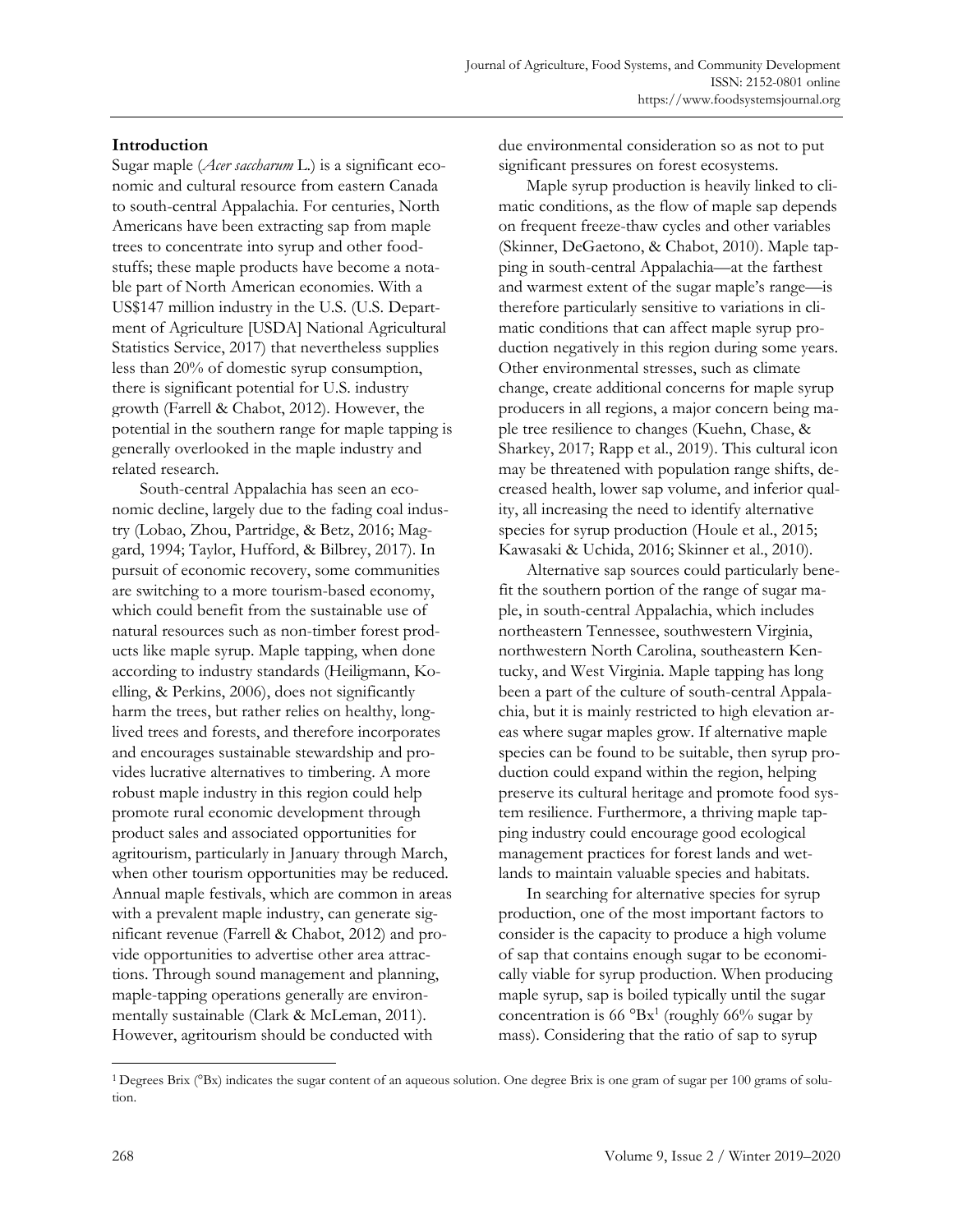## Introduction

Sugar maple (*Acer saccharum* L.) is a significant economic and cultural resource from eastern Canada to south-central Appalachia. For centuries, North Americans have been extracting sap from maple trees to concentrate into syrup and other foodstuffs; these maple products have become a notable part of North American economies. With a US$147 million industry in the U.S. (U.S. Department of Agriculture [USDA] National Agricultural Statistics Service, 2017) that nevertheless supplies less than 20% of domestic syrup consumption, there is significant potential for U.S. industry growth (Farrell & Chabot, 2012). However, the potential in the southern range for maple tapping is generally overlooked in the maple industry and related research.

South-central Appalachia has seen an economic decline, largely due to the fading coal industry (Lobao, Zhou, Partridge, & Betz, 2016; Maggard, 1994; Taylor, Hufford, & Bilbrey, 2017). In pursuit of economic recovery, some communities are switching to a more tourism-based economy, which could benefit from the sustainable use of natural resources such as non-timber forest products like maple syrup. Maple tapping, when done according to industry standards (Heiligmann, Koelling, & Perkins, 2006), does not significantly harm the trees, but rather relies on healthy, long-lived trees and forests, and therefore incorporates and encourages sustainable stewardship and provides lucrative alternatives to timbering. A more robust maple industry in this region could help promote rural economic development through product sales and associated opportunities for agritourism, particularly in January through March, when other tourism opportunities may be reduced. Annual maple festivals, which are common in areas with a prevalent maple industry, can generate significant revenue (Farrell & Chabot, 2012) and provide opportunities to advertise other area attractions. Through sound management and planning, maple-tapping operations generally are environmentally sustainable (Clark & McLeman, 2011). However, agritourism should be conducted with due environmental consideration so as not to put significant pressures on forest ecosystems.

Maple syrup production is heavily linked to climatic conditions, as the flow of maple sap depends on frequent freeze-thaw cycles and other variables (Skinner, DeGaetono, & Chabot, 2010). Maple tapping in south-central Appalachia—at the farthest and warmest extent of the sugar maple's range—is therefore particularly sensitive to variations in climatic conditions that can affect maple syrup production negatively in this region during some years. Other environmental stresses, such as climate change, create additional concerns for maple syrup producers in all regions, a major concern being maple tree resilience to changes (Kuehn, Chase, & Sharkey, 2017; Rapp et al., 2019). This cultural icon may be threatened with population range shifts, decreased health, lower sap volume, and inferior quality, all increasing the need to identify alternative species for syrup production (Houle et al., 2015; Kawasaki & Uchida, 2016; Skinner et al., 2010).

Alternative sap sources could particularly benefit the southern portion of the range of sugar maple, in south-central Appalachia, which includes northeastern Tennessee, southwestern Virginia, northwestern North Carolina, southeastern Kentucky, and West Virginia. Maple tapping has long been a part of the culture of south-central Appalachia, but it is mainly restricted to high elevation areas where sugar maples grow. If alternative maple species can be found to be suitable, then syrup production could expand within the region, helping preserve its cultural heritage and promote food system resilience. Furthermore, a thriving maple tapping industry could encourage good ecological management practices for forest lands and wetlands to maintain valuable species and habitats.

In searching for alternative species for syrup production, one of the most important factors to consider is the capacity to produce a high volume of sap that contains enough sugar to be economically viable for syrup production. When producing maple syrup, sap is boiled typically until the sugar concentration is 66 °Bx[1] (roughly 66% sugar by mass). Considering that the ratio of sap to syrup

[1] Degrees Brix (°Bx) indicates the sugar content of an aqueous solution. One degree Brix is one gram of sugar per 100 grams of solution.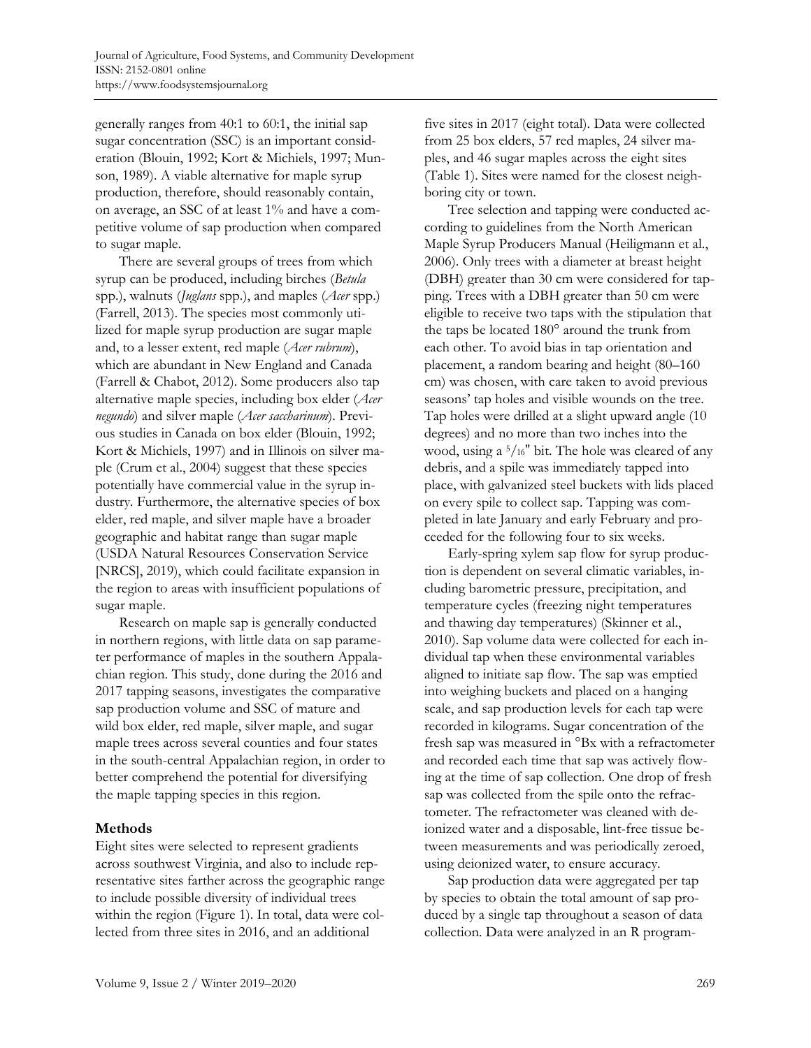generally ranges from 40:1 to 60:1, the initial sap sugar concentration (SSC) is an important consideration (Blouin, 1992; Kort & Michiels, 1997; Munson, 1989). A viable alternative for maple syrup production, therefore, should reasonably contain, on average, an SSC of at least 1% and have a competitive volume of sap production when compared to sugar maple.

There are several groups of trees from which syrup can be produced, including birches (*Betula* spp.), walnuts (*Juglans* spp.), and maples (*Acer* spp.) (Farrell, 2013). The species most commonly utilized for maple syrup production are sugar maple and, to a lesser extent, red maple (*Acer rubrum*), which are abundant in New England and Canada (Farrell & Chabot, 2012). Some producers also tap alternative maple species, including box elder (*Acer negundo*) and silver maple (*Acer saccharinum*). Previous studies in Canada on box elder (Blouin, 1992; Kort & Michiels, 1997) and in Illinois on silver maple (Crum et al., 2004) suggest that these species potentially have commercial value in the syrup industry. Furthermore, the alternative species of box elder, red maple, and silver maple have a broader geographic and habitat range than sugar maple (USDA Natural Resources Conservation Service [NRCS], 2019), which could facilitate expansion in the region to areas with insufficient populations of sugar maple.

Research on maple sap is generally conducted in northern regions, with little data on sap parameter performance of maples in the southern Appalachian region. This study, done during the 2016 and 2017 tapping seasons, investigates the comparative sap production volume and SSC of mature and wild box elder, red maple, silver maple, and sugar maple trees across several counties and four states in the south-central Appalachian region, in order to better comprehend the potential for diversifying the maple tapping species in this region.

## Methods

Eight sites were selected to represent gradients across southwest Virginia, and also to include representative sites farther across the geographic range to include possible diversity of individual trees within the region (Figure 1). In total, data were collected from three sites in 2016, and an additional five sites in 2017 (eight total). Data were collected from 25 box elders, 57 red maples, 24 silver maples, and 46 sugar maples across the eight sites (Table 1). Sites were named for the closest neighboring city or town.

Tree selection and tapping were conducted according to guidelines from the North American Maple Syrup Producers Manual (Heiligmann et al., 2006). Only trees with a diameter at breast height (DBH) greater than 30 cm were considered for tapping. Trees with a DBH greater than 50 cm were eligible to receive two taps with the stipulation that the taps be located 180° around the trunk from each other. To avoid bias in tap orientation and placement, a random bearing and height (80–160 cm) was chosen, with care taken to avoid previous seasons' tap holes and visible wounds on the tree. Tap holes were drilled at a slight upward angle (10 degrees) and no more than two inches into the wood, using a 5/16" bit. The hole was cleared of any debris, and a spile was immediately tapped into place, with galvanized steel buckets with lids placed on every spile to collect sap. Tapping was completed in late January and early February and proceeded for the following four to six weeks.

Early-spring xylem sap flow for syrup production is dependent on several climatic variables, including barometric pressure, precipitation, and temperature cycles (freezing night temperatures and thawing day temperatures) (Skinner et al., 2010). Sap volume data were collected for each individual tap when these environmental variables aligned to initiate sap flow. The sap was emptied into weighing buckets and placed on a hanging scale, and sap production levels for each tap were recorded in kilograms. Sugar concentration of the fresh sap was measured in °Bx with a refractometer and recorded each time that sap was actively flowing at the time of sap collection. One drop of fresh sap was collected from the spile onto the refractometer. The refractometer was cleaned with deionized water and a disposable, lint-free tissue between measurements and was periodically zeroed, using deionized water, to ensure accuracy.

Sap production data were aggregated per tap by species to obtain the total amount of sap produced by a single tap throughout a season of data collection. Data were analyzed in an R program-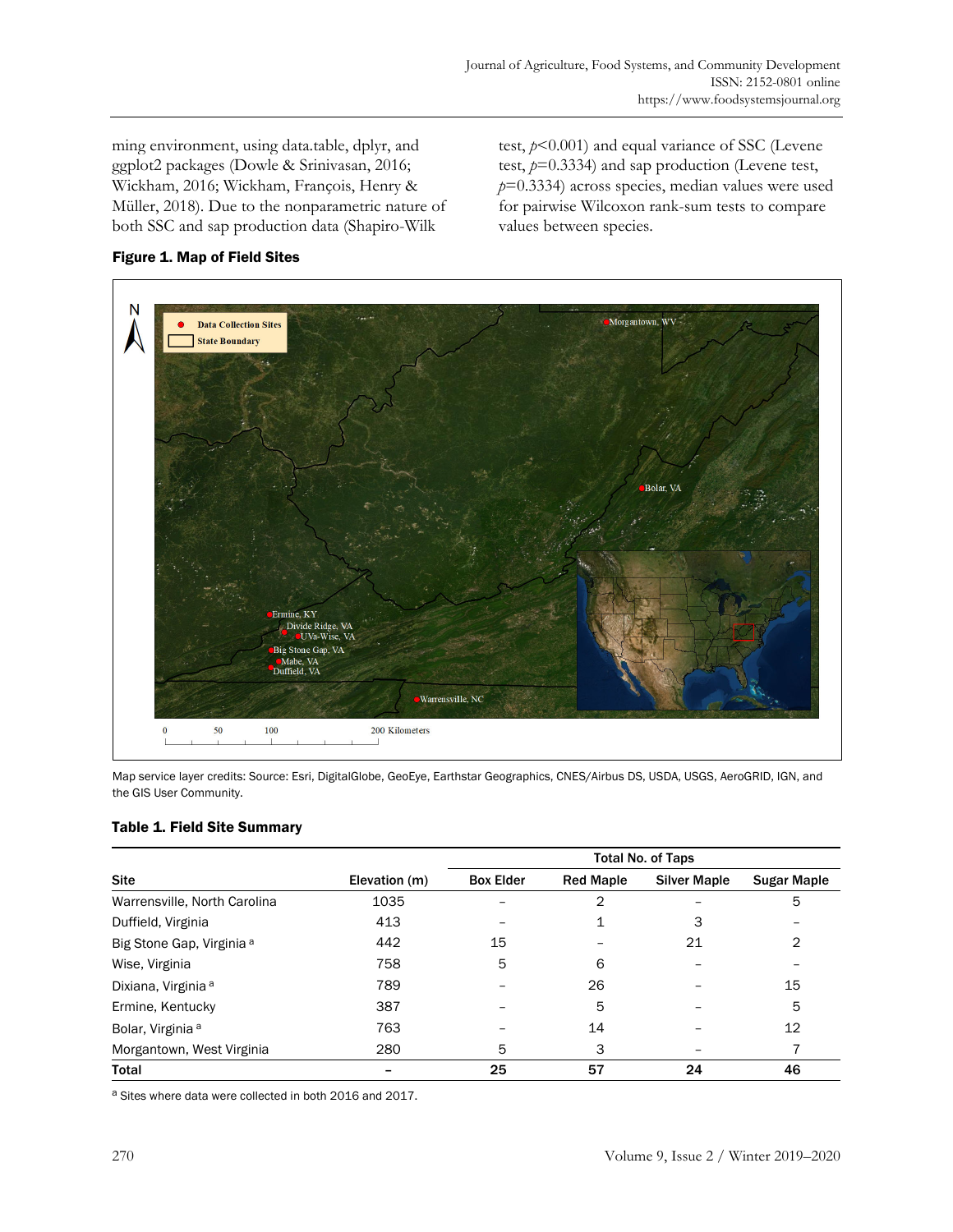ming environment, using data.table, dplyr, and ggplot2 packages (Dowle & Srinivasan, 2016; Wickham, 2016; Wickham, François, Henry & Müller, 2018). Due to the nonparametric nature of both SSC and sap production data (Shapiro-Wilk test, $p$<0.001) and equal variance of SSC (Levene test, $p$=0.3334) and sap production (Levene test, $p$=0.3334) across species, median values were used for pairwise Wilcoxon rank-sum tests to compare values between species.

**Figure 1. Map of Field Sites**

Map service layer credits: Source: Esri, DigitalGlobe, GeoEye, Earthstar Geographics, CNES/Airbus DS, USDA, USGS, AeroGRID, IGN, and the GIS User Community.

**Table 1. Field Site Summary**

| Site | Elevation (m) | Total No. of Taps | | | |
|---|---|---|---|---|---|
| | | Box Elder | Red Maple | Silver Maple | Sugar Maple |
| Warrensville, North Carolina | 1035 | – | 2 | – | 5 |
| Duffield, Virginia | 413 | – | 1 | 3 | – |
| Big Stone Gap, Virginia [a] | 442 | 15 | – | 21 | 2 |
| Wise, Virginia | 758 | 5 | 6 | – | – |
| Dixiana, Virginia [a] | 789 | – | 26 | – | 15 |
| Ermine, Kentucky | 387 | – | 5 | – | 5 |
| Bolar, Virginia [a] | 763 | – | 14 | – | 12 |
| Morgantown, West Virginia | 280 | 5 | 3 | – | 7 |
| **Total** | **–** | **25** | **57** | **24** | **46** |

[a] Sites where data were collected in both 2016 and 2017.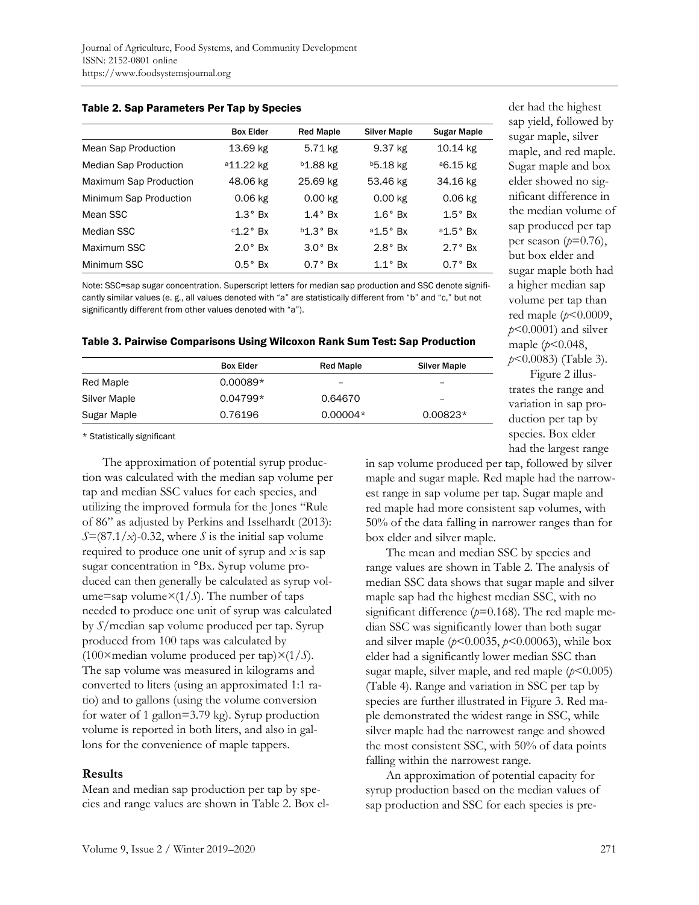### Table 2. Sap Parameters Per Tap by Species

| | Box Elder | Red Maple | Silver Maple | Sugar Maple |
|---|---|---|---|---|
| Mean Sap Production | 13.69 kg | 5.71 kg | 9.37 kg | 10.14 kg |
| Median Sap Production | [a]11.22 kg | [b]1.88 kg | [b]5.18 kg | [a]6.15 kg |
| Maximum Sap Production | 48.06 kg | 25.69 kg | 53.46 kg | 34.16 kg |
| Minimum Sap Production | 0.06 kg | 0.00 kg | 0.00 kg | 0.06 kg |
| Mean SSC | 1.3° Bx | 1.4° Bx | 1.6° Bx | 1.5° Bx |
| Median SSC | [c]1.2° Bx | [b]1.3° Bx | [a]1.5° Bx | [a]1.5° Bx |
| Maximum SSC | 2.0° Bx | 3.0° Bx | 2.8° Bx | 2.7° Bx |
| Minimum SSC | 0.5° Bx | 0.7° Bx | 1.1° Bx | 0.7° Bx |

Note: SSC=sap sugar concentration. Superscript letters for median sap production and SSC denote significantly similar values (e. g., all values denoted with "a" are statistically different from "b" and "c," but not significantly different from other values denoted with "a").

### Table 3. Pairwise Comparisons Using Wilcoxon Rank Sum Test: Sap Production

| | Box Elder | Red Maple | Silver Maple |
|---|---|---|---|
| Red Maple | 0.00089* | – | – |
| Silver Maple | 0.04799* | 0.64670 | – |
| Sugar Maple | 0.76196 | 0.00004* | 0.00823* |

* Statistically significant

The approximation of potential syrup production was calculated with the median sap volume per tap and median SSC values for each species, and utilizing the improved formula for the Jones "Rule of 86" as adjusted by Perkins and Isselhardt (2013): $S=(87.1/x)-0.32$, where $S$ is the initial sap volume required to produce one unit of syrup and $x$ is sap sugar concentration in °Bx. Syrup volume produced can then generally be calculated as syrup volume=sap volume$\times(1/S)$. The number of taps needed to produce one unit of syrup was calculated by $S$/median sap volume produced per tap. Syrup produced from 100 taps was calculated by (100×median volume produced per tap)$\times(1/S)$. The sap volume was measured in kilograms and converted to liters (using an approximated 1:1 ratio) and to gallons (using the volume conversion for water of 1 gallon=3.79 kg). Syrup production volume is reported in both liters, and also in gallons for the convenience of maple tappers.

## Results

Mean and median sap production per tap by species and range values are shown in Table 2. Box elder had the highest sap yield, followed by sugar maple, silver maple, and red maple. Sugar maple and box elder showed no significant difference in the median volume of sap produced per tap per season ($p$=0.76), but box elder and sugar maple both had a higher median sap volume per tap than red maple ($p$<0.0009, $p$<0.0001) and silver maple ($p$<0.048, $p$<0.0083) (Table 3).

Figure 2 illustrates the range and variation in sap production per tap by species. Box elder had the largest range in sap volume produced per tap, followed by silver maple and sugar maple. Red maple had the narrowest range in sap volume per tap. Sugar maple and red maple had more consistent sap volumes, with 50% of the data falling in narrower ranges than for box elder and silver maple.

The mean and median SSC by species and range values are shown in Table 2. The analysis of median SSC data shows that sugar maple and silver maple sap had the highest median SSC, with no significant difference ($p$=0.168). The red maple median SSC was significantly lower than both sugar and silver maple ($p$<0.0035, $p$<0.00063), while box elder had a significantly lower median SSC than sugar maple, silver maple, and red maple ($p$<0.005) (Table 4). Range and variation in SSC per tap by species are further illustrated in Figure 3. Red maple demonstrated the widest range in SSC, while silver maple had the narrowest range and showed the most consistent SSC, with 50% of data points falling within the narrowest range.

An approximation of potential capacity for syrup production based on the median values of sap production and SSC for each species is pre-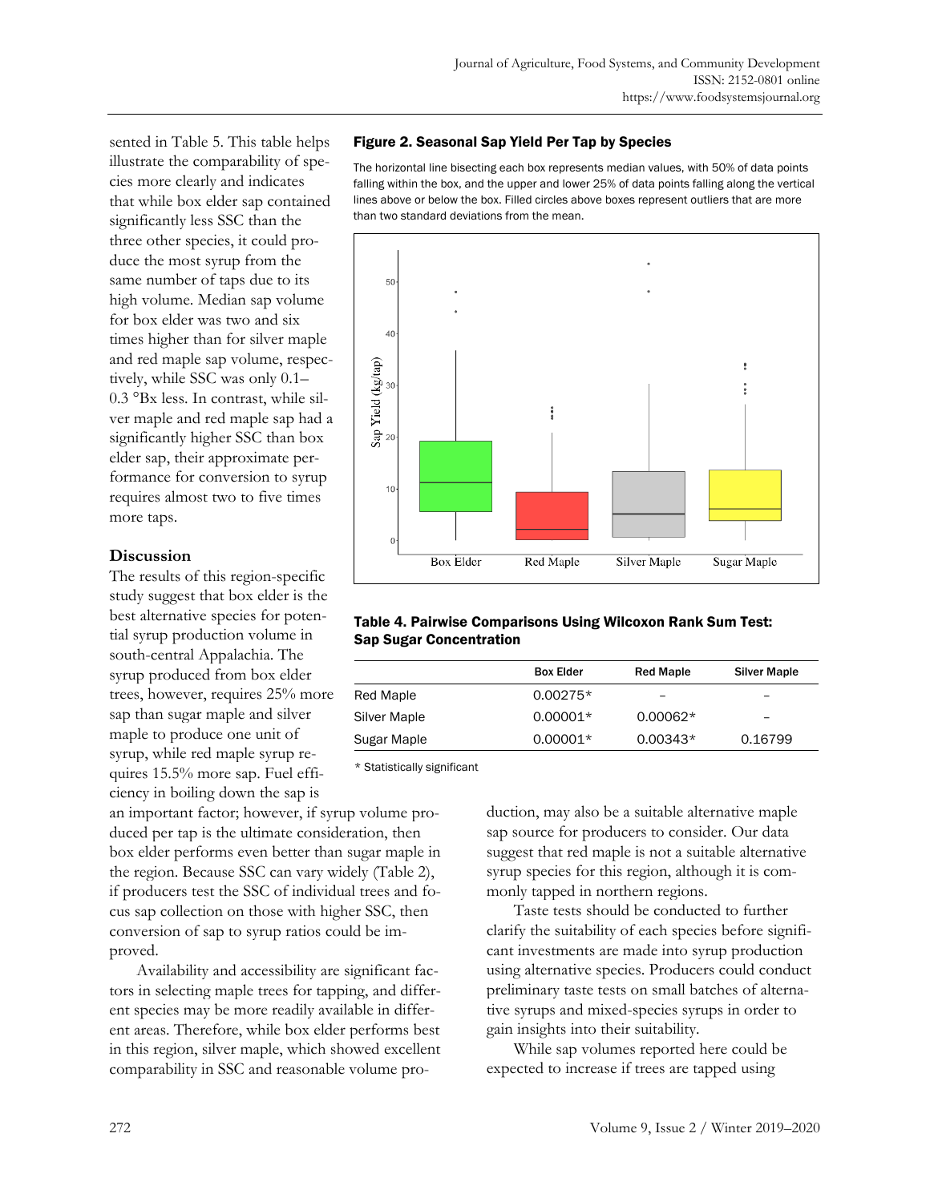sented in Table 5. This table helps illustrate the comparability of species more clearly and indicates that while box elder sap contained significantly less SSC than the three other species, it could produce the most syrup from the same number of taps due to its high volume. Median sap volume for box elder was two and six times higher than for silver maple and red maple sap volume, respectively, while SSC was only 0.1–0.3 °Bx less. In contrast, while silver maple and red maple sap had a significantly higher SSC than box elder sap, their approximate performance for conversion to syrup requires almost two to five times more taps.

**Figure 2. Seasonal Sap Yield Per Tap by Species**

The horizontal line bisecting each box represents median values, with 50% of data points falling within the box, and the upper and lower 25% of data points falling along the vertical lines above or below the box. Filled circles above boxes represent outliers that are more than two standard deviations from the mean.

**Table 4. Pairwise Comparisons Using Wilcoxon Rank Sum Test: Sap Sugar Concentration**

| | Box Elder | Red Maple | Silver Maple |
|---|---|---|---|
| Red Maple | 0.00275* | – | – |
| Silver Maple | 0.00001* | 0.00062* | – |
| Sugar Maple | 0.00001* | 0.00343* | 0.16799 |

* Statistically significant

## Discussion

The results of this region-specific study suggest that box elder is the best alternative species for potential syrup production volume in south-central Appalachia. The syrup produced from box elder trees, however, requires 25% more sap than sugar maple and silver maple to produce one unit of syrup, while red maple syrup requires 15.5% more sap. Fuel efficiency in boiling down the sap is an important factor; however, if syrup volume produced per tap is the ultimate consideration, then box elder performs even better than sugar maple in the region. Because SSC can vary widely (Table 2), if producers test the SSC of individual trees and focus sap collection on those with higher SSC, then conversion of sap to syrup ratios could be improved.

Availability and accessibility are significant factors in selecting maple trees for tapping, and different species may be more readily available in different areas. Therefore, while box elder performs best in this region, silver maple, which showed excellent comparability in SSC and reasonable volume production, may also be a suitable alternative maple sap source for producers to consider. Our data suggest that red maple is not a suitable alternative syrup species for this region, although it is commonly tapped in northern regions.

Taste tests should be conducted to further clarify the suitability of each species before significant investments are made into syrup production using alternative species. Producers could conduct preliminary taste tests on small batches of alternative syrups and mixed-species syrups in order to gain insights into their suitability.

While sap volumes reported here could be expected to increase if trees are tapped using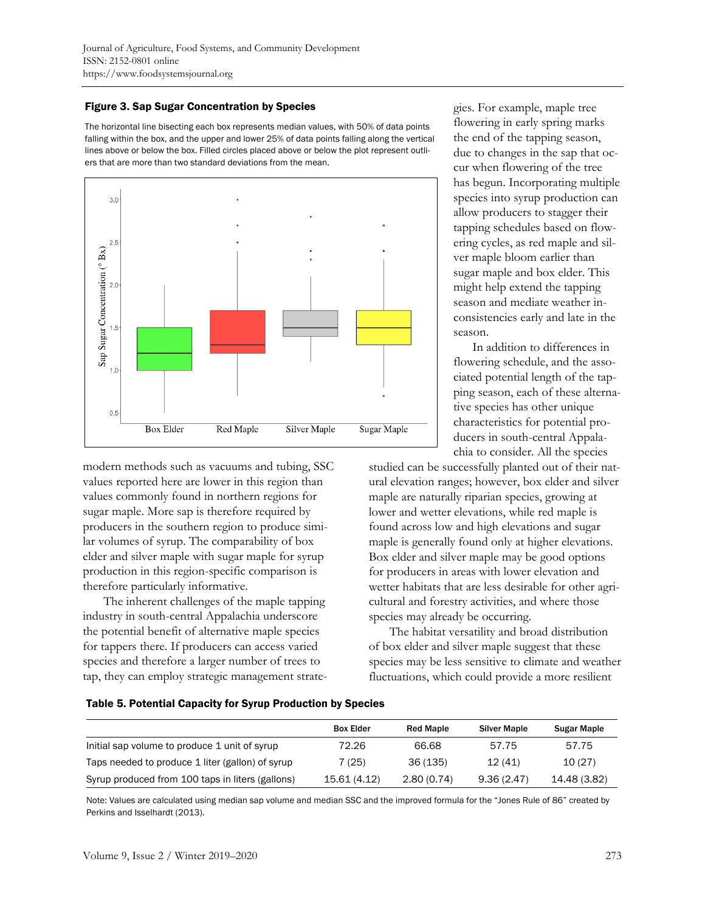**Figure 3. Sap Sugar Concentration by Species**

The horizontal line bisecting each box represents median values, with 50% of data points falling within the box, and the upper and lower 25% of data points falling along the vertical lines above or below the box. Filled circles placed above or below the plot represent outliers that are more than two standard deviations from the mean.

modern methods such as vacuums and tubing, SSC values reported here are lower in this region than values commonly found in northern regions for sugar maple. More sap is therefore required by producers in the southern region to produce similar volumes of syrup. The comparability of box elder and silver maple with sugar maple for syrup production in this region-specific comparison is therefore particularly informative.

The inherent challenges of the maple tapping industry in south-central Appalachia underscore the potential benefit of alternative maple species for tappers there. If producers can access varied species and therefore a larger number of trees to tap, they can employ strategic management strategies. For example, maple tree flowering in early spring marks the end of the tapping season, due to changes in the sap that occur when flowering of the tree has begun. Incorporating multiple species into syrup production can allow producers to stagger their tapping schedules based on flowering cycles, as red maple and silver maple bloom earlier than sugar maple and box elder. This might help extend the tapping season and mediate weather inconsistencies early and late in the season.

In addition to differences in flowering schedule, and the associated potential length of the tapping season, each of these alternative species has other unique characteristics for potential producers in south-central Appalachia to consider. All the species studied can be successfully planted out of their natural elevation ranges; however, box elder and silver maple are naturally riparian species, growing at lower and wetter elevations, while red maple is found across low and high elevations and sugar maple is generally found only at higher elevations. Box elder and silver maple may be good options for producers in areas with lower elevation and wetter habitats that are less desirable for other agricultural and forestry activities, and where those species may already be occurring.

The habitat versatility and broad distribution of box elder and silver maple suggest that these species may be less sensitive to climate and weather fluctuations, which could provide a more resilient

**Table 5. Potential Capacity for Syrup Production by Species**

| | Box Elder | Red Maple | Silver Maple | Sugar Maple |
|---|---|---|---|---|
| Initial sap volume to produce 1 unit of syrup | 72.26 | 66.68 | 57.75 | 57.75 |
| Taps needed to produce 1 liter (gallon) of syrup | 7 (25) | 36 (135) | 12 (41) | 10 (27) |
| Syrup produced from 100 taps in liters (gallons) | 15.61 (4.12) | 2.80 (0.74) | 9.36 (2.47) | 14.48 (3.82) |

Note: Values are calculated using median sap volume and median SSC and the improved formula for the "Jones Rule of 86" created by Perkins and Isselhardt (2013).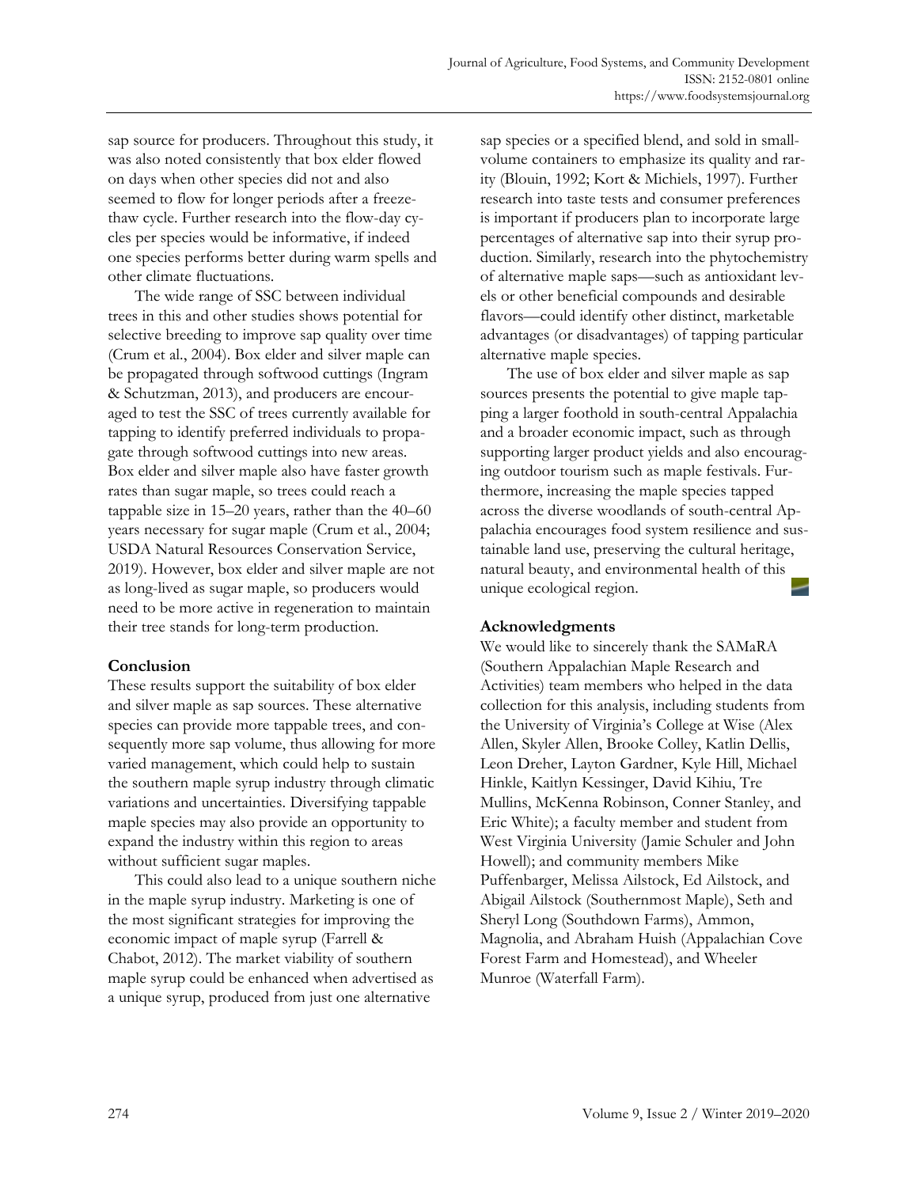sap source for producers. Throughout this study, it was also noted consistently that box elder flowed on days when other species did not and also seemed to flow for longer periods after a freeze-thaw cycle. Further research into the flow-day cycles per species would be informative, if indeed one species performs better during warm spells and other climate fluctuations.

The wide range of SSC between individual trees in this and other studies shows potential for selective breeding to improve sap quality over time (Crum et al., 2004). Box elder and silver maple can be propagated through softwood cuttings (Ingram & Schutzman, 2013), and producers are encouraged to test the SSC of trees currently available for tapping to identify preferred individuals to propagate through softwood cuttings into new areas. Box elder and silver maple also have faster growth rates than sugar maple, so trees could reach a tappable size in 15–20 years, rather than the 40–60 years necessary for sugar maple (Crum et al., 2004; USDA Natural Resources Conservation Service, 2019). However, box elder and silver maple are not as long-lived as sugar maple, so producers would need to be more active in regeneration to maintain their tree stands for long-term production.

## Conclusion

These results support the suitability of box elder and silver maple as sap sources. These alternative species can provide more tappable trees, and consequently more sap volume, thus allowing for more varied management, which could help to sustain the southern maple syrup industry through climatic variations and uncertainties. Diversifying tappable maple species may also provide an opportunity to expand the industry within this region to areas without sufficient sugar maples.

This could also lead to a unique southern niche in the maple syrup industry. Marketing is one of the most significant strategies for improving the economic impact of maple syrup (Farrell & Chabot, 2012). The market viability of southern maple syrup could be enhanced when advertised as a unique syrup, produced from just one alternative sap species or a specified blend, and sold in small-volume containers to emphasize its quality and rarity (Blouin, 1992; Kort & Michiels, 1997). Further research into taste tests and consumer preferences is important if producers plan to incorporate large percentages of alternative sap into their syrup production. Similarly, research into the phytochemistry of alternative maple saps—such as antioxidant levels or other beneficial compounds and desirable flavors—could identify other distinct, marketable advantages (or disadvantages) of tapping particular alternative maple species.

The use of box elder and silver maple as sap sources presents the potential to give maple tapping a larger foothold in south-central Appalachia and a broader economic impact, such as through supporting larger product yields and also encouraging outdoor tourism such as maple festivals. Furthermore, increasing the maple species tapped across the diverse woodlands of south-central Appalachia encourages food system resilience and sustainable land use, preserving the cultural heritage, natural beauty, and environmental health of this unique ecological region.

## Acknowledgments

We would like to sincerely thank the SAMaRA (Southern Appalachian Maple Research and Activities) team members who helped in the data collection for this analysis, including students from the University of Virginia's College at Wise (Alex Allen, Skyler Allen, Brooke Colley, Katlin Dellis, Leon Dreher, Layton Gardner, Kyle Hill, Michael Hinkle, Kaitlyn Kessinger, David Kihiu, Tre Mullins, McKenna Robinson, Conner Stanley, and Eric White); a faculty member and student from West Virginia University (Jamie Schuler and John Howell); and community members Mike Puffenbarger, Melissa Ailstock, Ed Ailstock, and Abigail Ailstock (Southernmost Maple), Seth and Sheryl Long (Southdown Farms), Ammon, Magnolia, and Abraham Huish (Appalachian Cove Forest Farm and Homestead), and Wheeler Munroe (Waterfall Farm).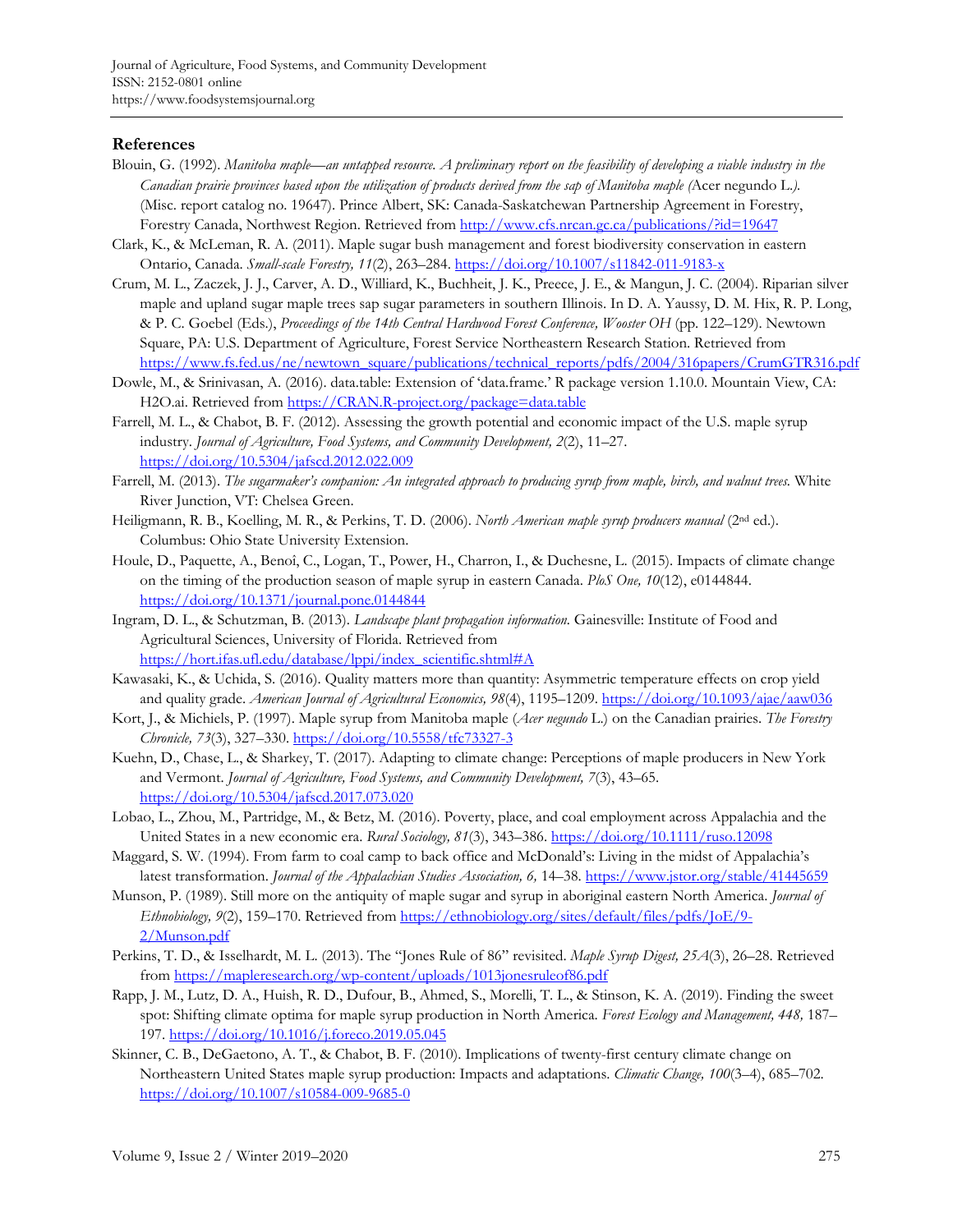## References

Blouin, G. (1992). *Manitoba maple—an untapped resource. A preliminary report on the feasibility of developing a viable industry in the Canadian prairie provinces based upon the utilization of products derived from the sap of Manitoba maple (*Acer negundo L.*).* (Misc. report catalog no. 19647). Prince Albert, SK: Canada-Saskatchewan Partnership Agreement in Forestry, Forestry Canada, Northwest Region. Retrieved from http://www.cfs.nrcan.gc.ca/publications/?id=19647

Clark, K., & McLeman, R. A. (2011). Maple sugar bush management and forest biodiversity conservation in eastern Ontario, Canada. *Small-scale Forestry, 11*(2), 263–284. https://doi.org/10.1007/s11842-011-9183-x

Crum, M. L., Zaczek, J. J., Carver, A. D., Williard, K., Buchheit, J. K., Preece, J. E., & Mangun, J. C. (2004). Riparian silver maple and upland sugar maple trees sap sugar parameters in southern Illinois. In D. A. Yaussy, D. M. Hix, R. P. Long, & P. C. Goebel (Eds.), *Proceedings of the 14th Central Hardwood Forest Conference, Wooster OH* (pp. 122–129). Newtown Square, PA: U.S. Department of Agriculture, Forest Service Northeastern Research Station. Retrieved from https://www.fs.fed.us/ne/newtown_square/publications/technical_reports/pdfs/2004/316papers/CrumGTR316.pdf

Dowle, M., & Srinivasan, A. (2016). data.table: Extension of 'data.frame.' R package version 1.10.0. Mountain View, CA: H2O.ai. Retrieved from https://CRAN.R-project.org/package=data.table

Farrell, M. L., & Chabot, B. F. (2012). Assessing the growth potential and economic impact of the U.S. maple syrup industry. *Journal of Agriculture, Food Systems, and Community Development, 2*(2), 11–27. https://doi.org/10.5304/jafscd.2012.022.009

Farrell, M. (2013). *The sugarmaker's companion: An integrated approach to producing syrup from maple, birch, and walnut trees.* White River Junction, VT: Chelsea Green.

Heiligmann, R. B., Koelling, M. R., & Perkins, T. D. (2006). *North American maple syrup producers manual* (2nd ed.). Columbus: Ohio State University Extension.

Houle, D., Paquette, A., Benoî, C., Logan, T., Power, H., Charron, I., & Duchesne, L. (2015). Impacts of climate change on the timing of the production season of maple syrup in eastern Canada. *PloS One, 10*(12), e0144844. https://doi.org/10.1371/journal.pone.0144844

Ingram, D. L., & Schutzman, B. (2013). *Landscape plant propagation information.* Gainesville: Institute of Food and Agricultural Sciences, University of Florida. Retrieved from https://hort.ifas.ufl.edu/database/lppi/index_scientific.shtml#A

Kawasaki, K., & Uchida, S. (2016). Quality matters more than quantity: Asymmetric temperature effects on crop yield and quality grade. *American Journal of Agricultural Economics, 98*(4), 1195–1209. https://doi.org/10.1093/ajae/aaw036

Kort, J., & Michiels, P. (1997). Maple syrup from Manitoba maple (*Acer negundo* L.) on the Canadian prairies. *The Forestry Chronicle, 73*(3), 327–330. https://doi.org/10.5558/tfc73327-3

Kuehn, D., Chase, L., & Sharkey, T. (2017). Adapting to climate change: Perceptions of maple producers in New York and Vermont. *Journal of Agriculture, Food Systems, and Community Development, 7*(3), 43–65. https://doi.org/10.5304/jafscd.2017.073.020

Lobao, L., Zhou, M., Partridge, M., & Betz, M. (2016). Poverty, place, and coal employment across Appalachia and the United States in a new economic era. *Rural Sociology, 81*(3), 343–386. https://doi.org/10.1111/ruso.12098

Maggard, S. W. (1994). From farm to coal camp to back office and McDonald's: Living in the midst of Appalachia's latest transformation. *Journal of the Appalachian Studies Association, 6,* 14–38. https://www.jstor.org/stable/41445659

Munson, P. (1989). Still more on the antiquity of maple sugar and syrup in aboriginal eastern North America. *Journal of Ethnobiology, 9*(2), 159–170. Retrieved from https://ethnobiology.org/sites/default/files/pdfs/JoE/9-2/Munson.pdf

Perkins, T. D., & Isselhardt, M. L. (2013). The "Jones Rule of 86" revisited. *Maple Syrup Digest, 25A*(3), 26–28. Retrieved from https://mapleresearch.org/wp-content/uploads/1013jonesruleof86.pdf

Rapp, J. M., Lutz, D. A., Huish, R. D., Dufour, B., Ahmed, S., Morelli, T. L., & Stinson, K. A. (2019). Finding the sweet spot: Shifting climate optima for maple syrup production in North America. *Forest Ecology and Management, 448,* 187–197. https://doi.org/10.1016/j.foreco.2019.05.045

Skinner, C. B., DeGaetono, A. T., & Chabot, B. F. (2010). Implications of twenty-first century climate change on Northeastern United States maple syrup production: Impacts and adaptations. *Climatic Change, 100*(3–4), 685–702. https://doi.org/10.1007/s10584-009-9685-0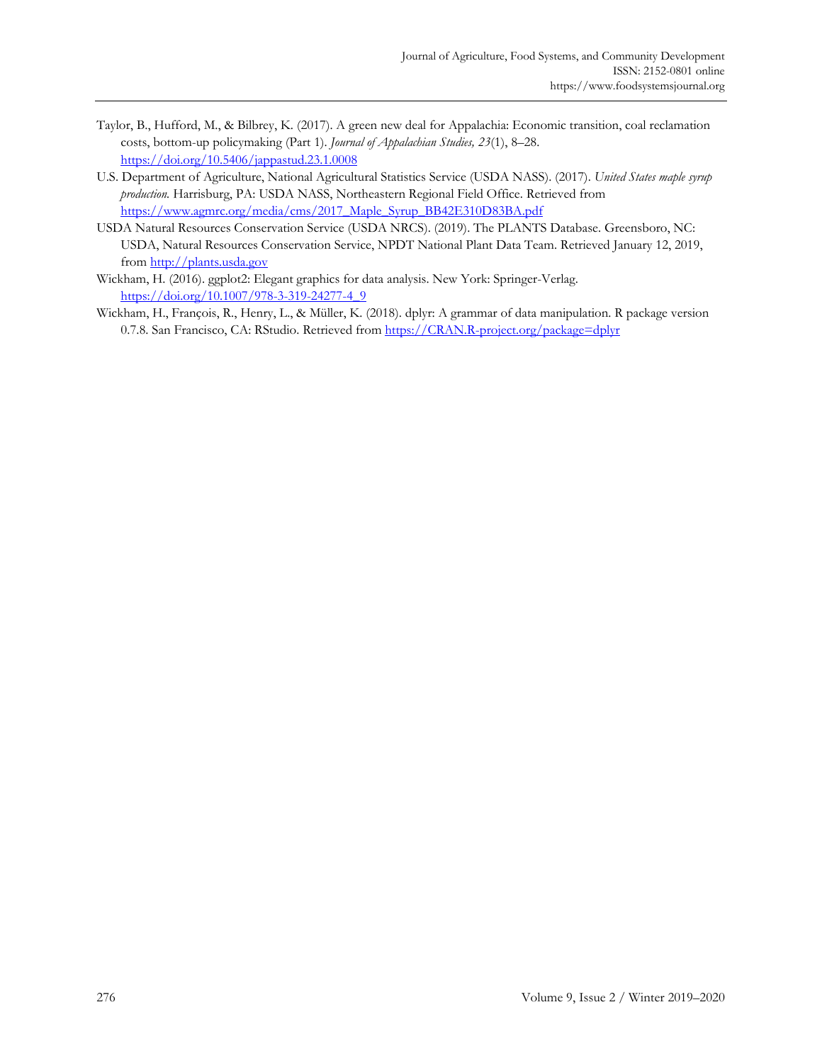Taylor, B., Hufford, M., & Bilbrey, K. (2017). A green new deal for Appalachia: Economic transition, coal reclamation costs, bottom-up policymaking (Part 1). *Journal of Appalachian Studies, 23*(1), 8–28. https://doi.org/10.5406/jappastud.23.1.0008

U.S. Department of Agriculture, National Agricultural Statistics Service (USDA NASS). (2017). *United States maple syrup production.* Harrisburg, PA: USDA NASS, Northeastern Regional Field Office. Retrieved from https://www.agmrc.org/media/cms/2017_Maple_Syrup_BB42E310D83BA.pdf

USDA Natural Resources Conservation Service (USDA NRCS). (2019). The PLANTS Database. Greensboro, NC: USDA, Natural Resources Conservation Service, NPDT National Plant Data Team. Retrieved January 12, 2019, from http://plants.usda.gov

Wickham, H. (2016). ggplot2: Elegant graphics for data analysis. New York: Springer-Verlag. https://doi.org/10.1007/978-3-319-24277-4_9

Wickham, H., François, R., Henry, L., & Müller, K. (2018). dplyr: A grammar of data manipulation. R package version 0.7.8. San Francisco, CA: RStudio. Retrieved from https://CRAN.R-project.org/package=dplyr